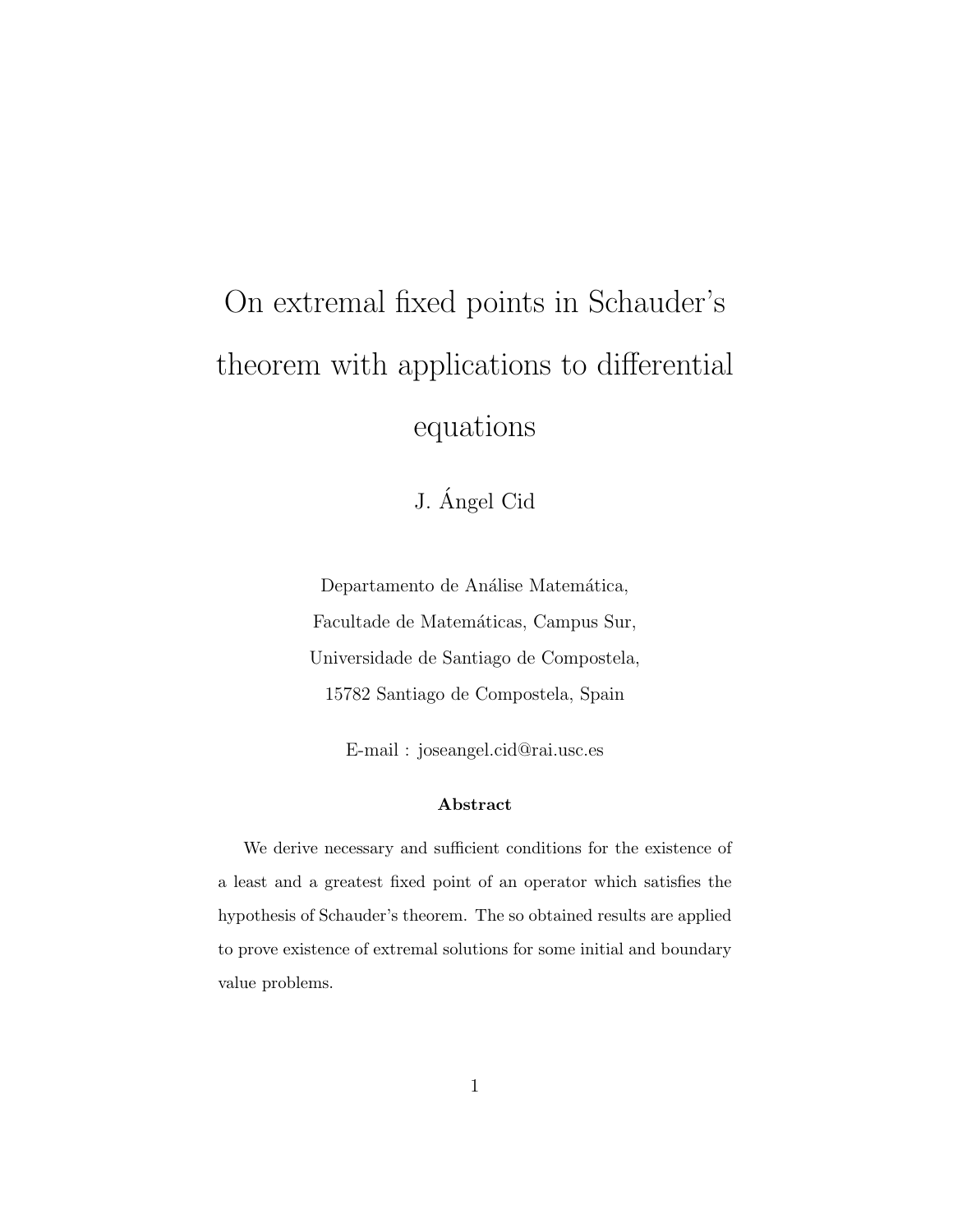# On extremal fixed points in Schauder's theorem with applications to differential equations

J. Ángel Cid

Departamento de Análise Matemática,
Facultade de Matemáticas, Campus Sur,
Universidade de Santiago de Compostela,
15782 Santiago de Compostela, Spain

E-mail : joseangel.cid@rai.usc.es

**Abstract**

We derive necessary and sufficient conditions for the existence of a least and a greatest fixed point of an operator which satisfies the hypothesis of Schauder's theorem. The so obtained results are applied to prove existence of extremal solutions for some initial and boundary value problems.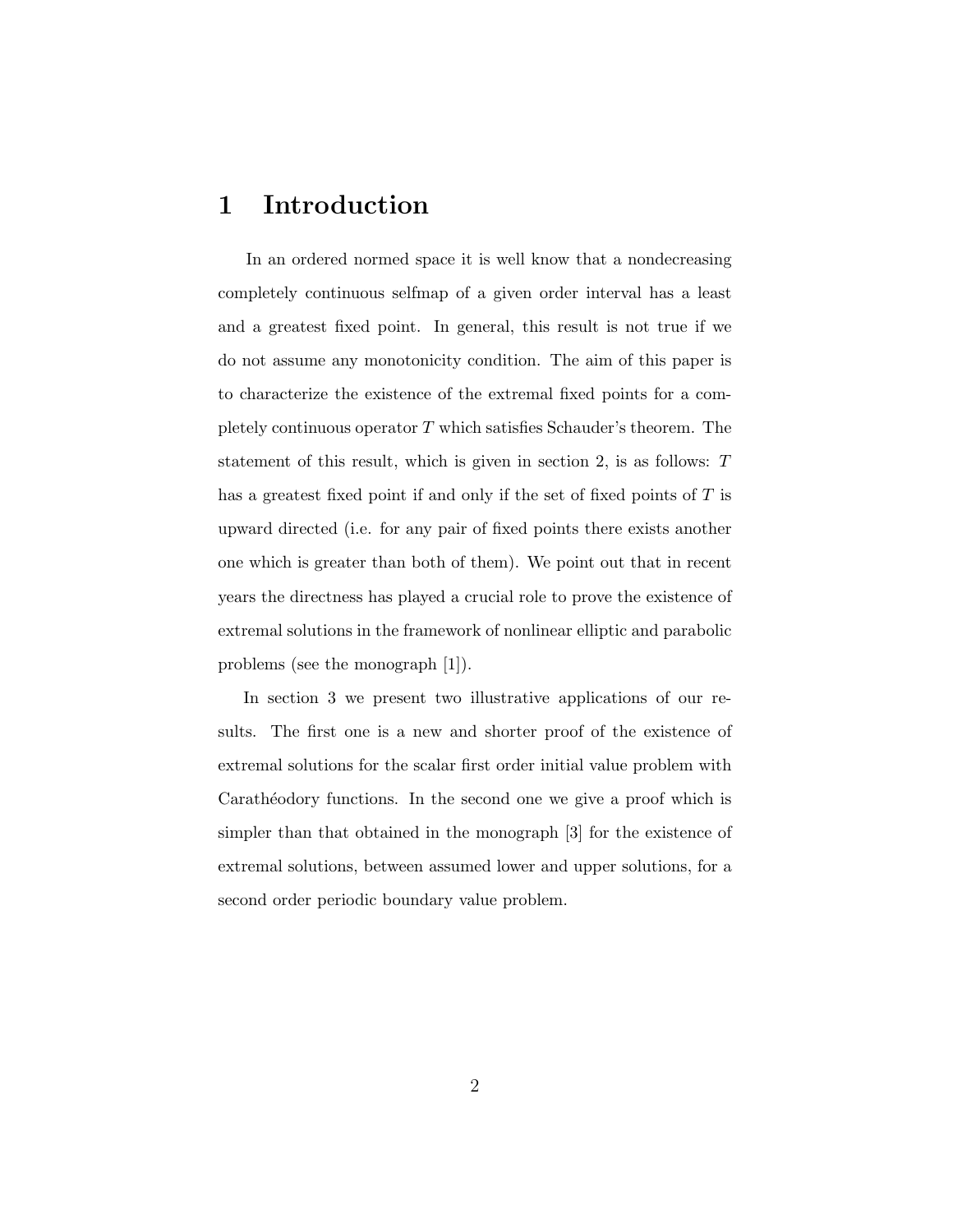## 1 Introduction

In an ordered normed space it is well know that a nondecreasing completely continuous selfmap of a given order interval has a least and a greatest fixed point. In general, this result is not true if we do not assume any monotonicity condition. The aim of this paper is to characterize the existence of the extremal fixed points for a completely continuous operator $T$ which satisfies Schauder's theorem. The statement of this result, which is given in section 2, is as follows: $T$ has a greatest fixed point if and only if the set of fixed points of $T$ is upward directed (i.e. for any pair of fixed points there exists another one which is greater than both of them). We point out that in recent years the directness has played a crucial role to prove the existence of extremal solutions in the framework of nonlinear elliptic and parabolic problems (see the monograph [1]).

In section 3 we present two illustrative applications of our results. The first one is a new and shorter proof of the existence of extremal solutions for the scalar first order initial value problem with Carathéodory functions. In the second one we give a proof which is simpler than that obtained in the monograph [3] for the existence of extremal solutions, between assumed lower and upper solutions, for a second order periodic boundary value problem.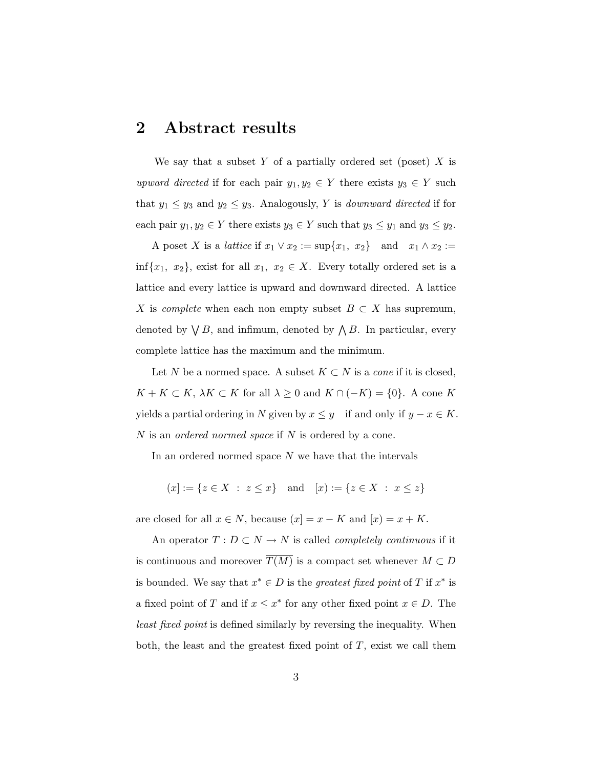## 2 Abstract results

We say that a subset $Y$ of a partially ordered set (poset) $X$ is *upward directed* if for each pair $y_1, y_2 \in Y$ there exists $y_3 \in Y$ such that $y_1 \leq y_3$ and $y_2 \leq y_3$. Analogously, $Y$ is *downward directed* if for each pair $y_1, y_2 \in Y$ there exists $y_3 \in Y$ such that $y_3 \leq y_1$ and $y_3 \leq y_2$.

A poset $X$ is a *lattice* if $x_1 \vee x_2 := \sup\{x_1,\ x_2\}$ and $x_1 \wedge x_2 := \inf\{x_1,\ x_2\}$, exist for all $x_1,\ x_2 \in X$. Every totally ordered set is a lattice and every lattice is upward and downward directed. A lattice $X$ is *complete* when each non empty subset $B \subset X$ has supremum, denoted by $\bigvee B$, and infimum, denoted by $\bigwedge B$. In particular, every complete lattice has the maximum and the minimum.

Let $N$ be a normed space. A subset $K \subset N$ is a *cone* if it is closed, $K + K \subset K$, $\lambda K \subset K$ for all $\lambda \geq 0$ and $K \cap (-K) = \{0\}$. A cone $K$ yields a partial ordering in $N$ given by $x \leq y$ if and only if $y - x \in K$. $N$ is an *ordered normed space* if $N$ is ordered by a cone.

In an ordered normed space $N$ we have that the intervals

$$(x] := \{z \in X \ : \ z \leq x\} \quad \text{and} \quad [x) := \{z \in X \ : \ x \leq z\}$$

are closed for all $x \in N$, because $(x] = x - K$ and $[x) = x + K$.

An operator $T : D \subset N \to N$ is called *completely continuous* if it is continuous and moreover $\overline{T(M)}$ is a compact set whenever $M \subset D$ is bounded. We say that $x^* \in D$ is the *greatest fixed point* of $T$ if $x^*$ is a fixed point of $T$ and if $x \leq x^*$ for any other fixed point $x \in D$. The *least fixed point* is defined similarly by reversing the inequality. When both, the least and the greatest fixed point of $T$, exist we call them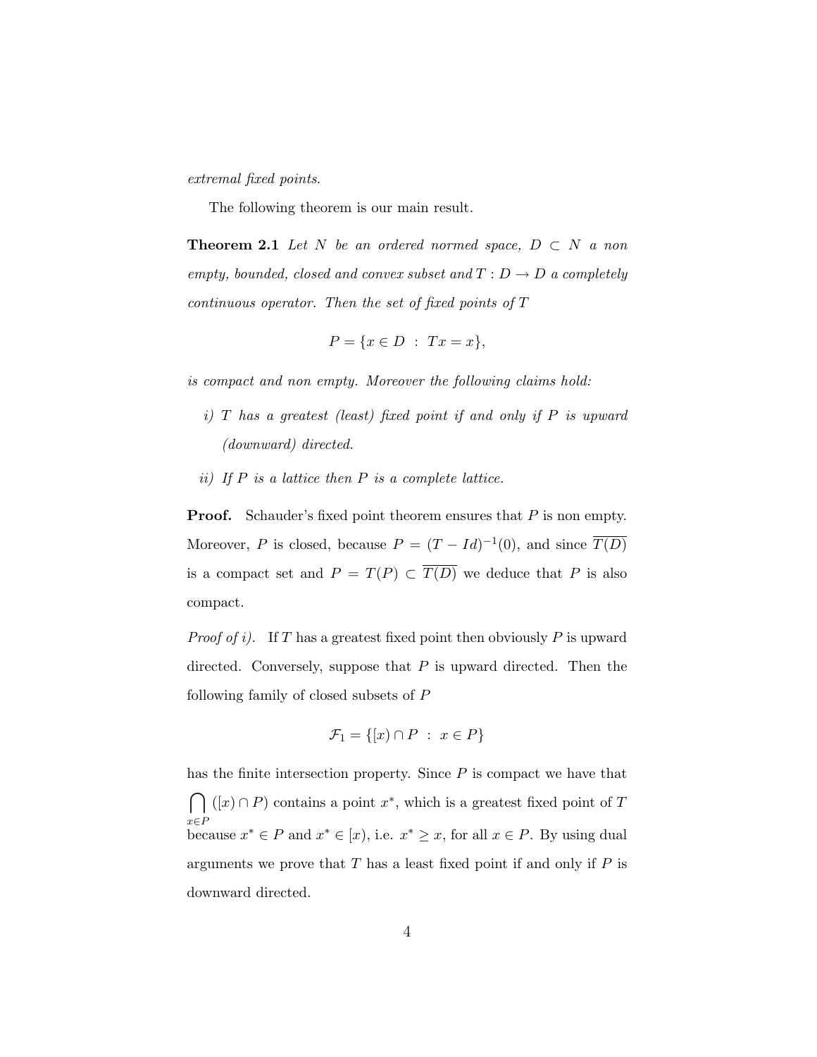*extremal fixed points*.

The following theorem is our main result.

**Theorem 2.1** *Let $N$ be an ordered normed space, $D \subset N$ a non empty, bounded, closed and convex subset and $T : D \to D$ a completely continuous operator. Then the set of fixed points of $T$*

$$P = \{x \in D \ : \ Tx = x\},$$

*is compact and non empty. Moreover the following claims hold:*

*i) $T$ has a greatest (least) fixed point if and only if $P$ is upward (downward) directed.*

*ii) If $P$ is a lattice then $P$ is a complete lattice.*

**Proof.** Schauder's fixed point theorem ensures that $P$ is non empty. Moreover, $P$ is closed, because $P = (T - Id)^{-1}(0)$, and since $\overline{T(D)}$ is a compact set and $P = T(P) \subset \overline{T(D)}$ we deduce that $P$ is also compact.

*Proof of i).* If $T$ has a greatest fixed point then obviously $P$ is upward directed. Conversely, suppose that $P$ is upward directed. Then the following family of closed subsets of $P$

$$\mathcal{F}_1 = \{[x) \cap P \ : \ x \in P\}$$

has the finite intersection property. Since $P$ is compact we have that $\bigcap_{x \in P} ([x) \cap P)$ contains a point $x^*$, which is a greatest fixed point of $T$ because $x^* \in P$ and $x^* \in [x)$, i.e. $x^* \geq x$, for all $x \in P$. By using dual arguments we prove that $T$ has a least fixed point if and only if $P$ is downward directed.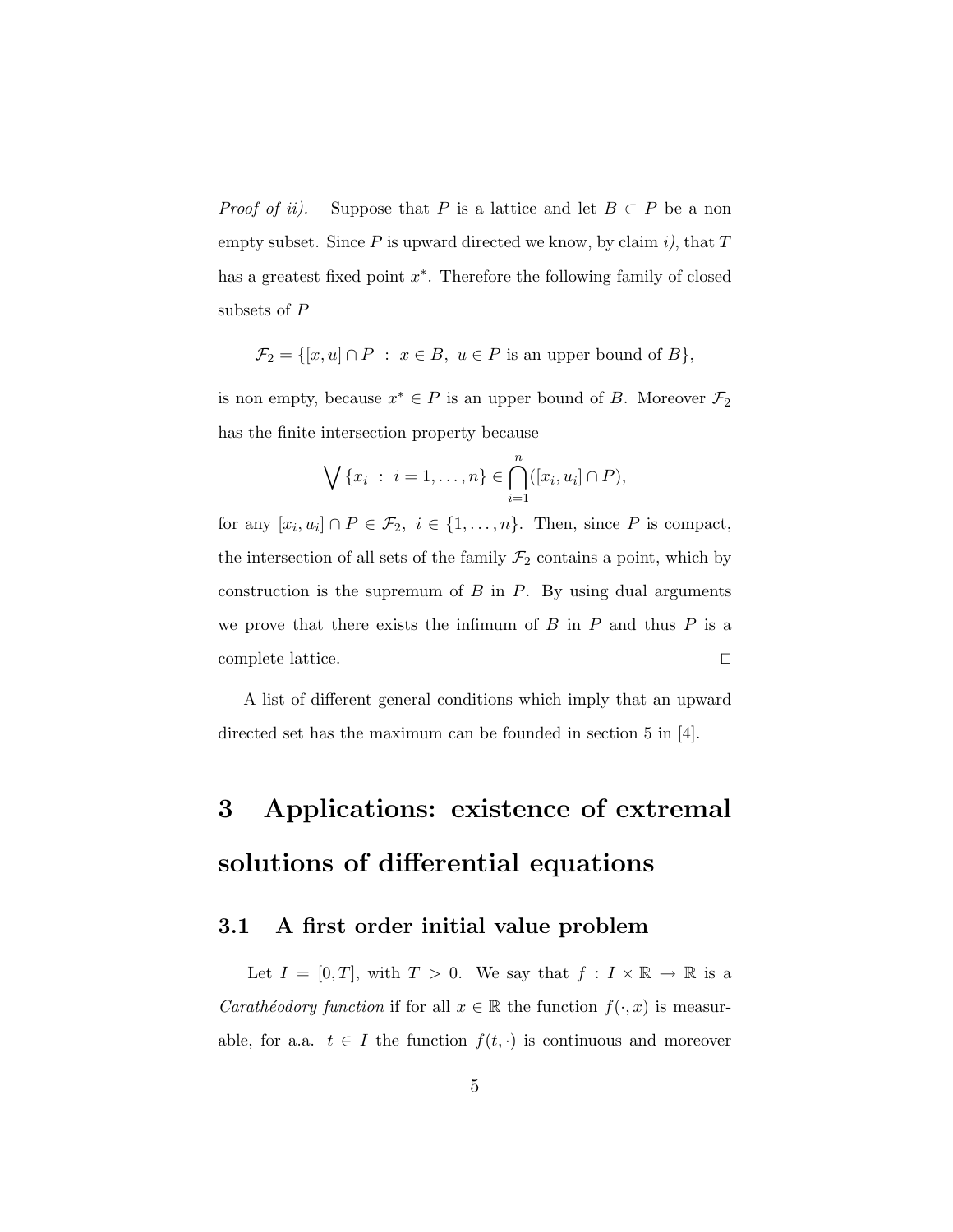*Proof of ii).* Suppose that $P$ is a lattice and let $B \subset P$ be a non empty subset. Since $P$ is upward directed we know, by claim *i)*, that $T$ has a greatest fixed point $x^*$. Therefore the following family of closed subsets of $P$

$$\mathcal{F}_2 = \{[x, u] \cap P \; : \; x \in B, \; u \in P \text{ is an upper bound of } B\},$$

is non empty, because $x^* \in P$ is an upper bound of $B$. Moreover $\mathcal{F}_2$ has the finite intersection property because

$$\bigvee \{x_i \; : \; i = 1, \ldots, n\} \in \bigcap_{i=1}^{n} ([x_i, u_i] \cap P),$$

for any $[x_i, u_i] \cap P \in \mathcal{F}_2, \; i \in \{1, \ldots, n\}$. Then, since $P$ is compact, the intersection of all sets of the family $\mathcal{F}_2$ contains a point, which by construction is the supremum of $B$ in $P$. By using dual arguments we prove that there exists the infimum of $B$ in $P$ and thus $P$ is a complete lattice. □

A list of different general conditions which imply that an upward directed set has the maximum can be founded in section 5 in [4].

# 3 Applications: existence of extremal solutions of differential equations

## 3.1 A first order initial value problem

Let $I = [0, T]$, with $T > 0$. We say that $f : I \times \mathbb{R} \to \mathbb{R}$ is a *Carathéodory function* if for all $x \in \mathbb{R}$ the function $f(\cdot, x)$ is measurable, for a.a. $t \in I$ the function $f(t, \cdot)$ is continuous and moreover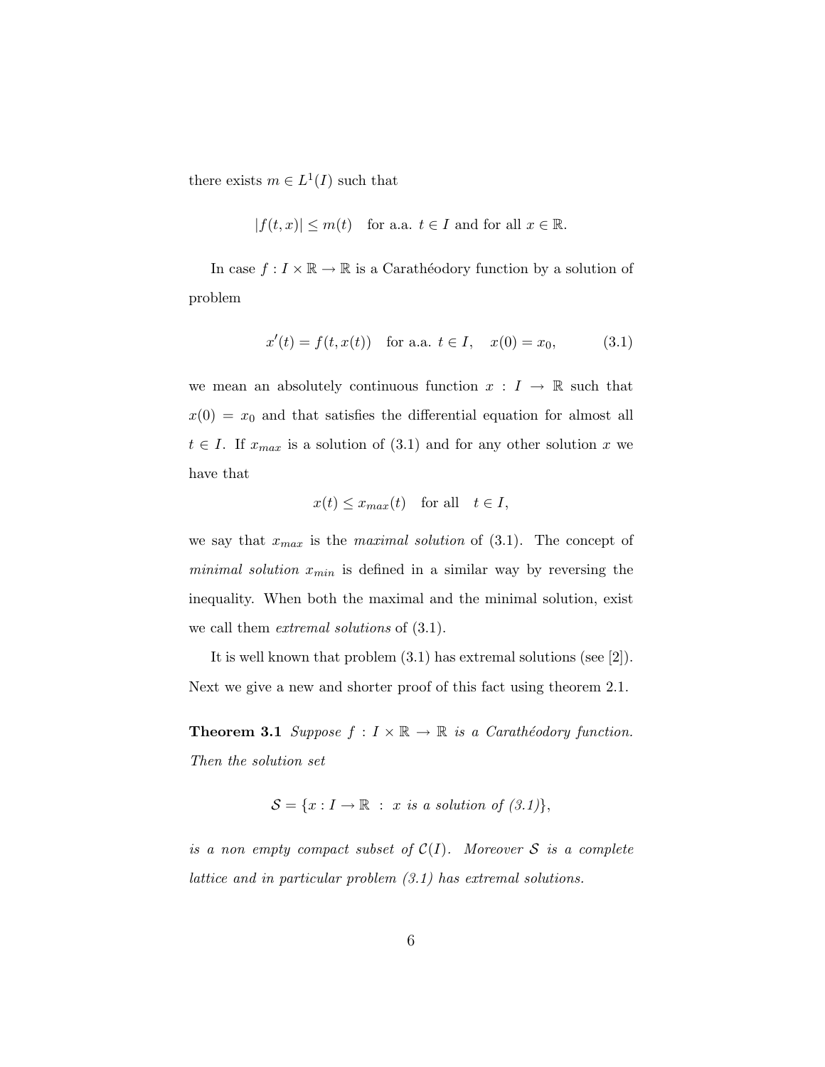there exists $m \in L^1(I)$ such that

$$|f(t,x)| \le m(t) \quad \text{for a.a. } t \in I \text{ and for all } x \in \mathbb{R}.$$

In case $f : I \times \mathbb{R} \to \mathbb{R}$ is a Carathéodory function by a solution of problem

$$x'(t) = f(t, x(t)) \quad \text{for a.a. } t \in I, \quad x(0) = x_0, \tag{3.1}$$

we mean an absolutely continuous function $x : I \to \mathbb{R}$ such that $x(0) = x_0$ and that satisfies the differential equation for almost all $t \in I$. If $x_{max}$ is a solution of (3.1) and for any other solution $x$ we have that

$$x(t) \le x_{max}(t) \quad \text{for all} \quad t \in I,$$

we say that $x_{max}$ is the *maximal solution* of (3.1). The concept of *minimal solution* $x_{min}$ is defined in a similar way by reversing the inequality. When both the maximal and the minimal solution, exist we call them *extremal solutions* of (3.1).

It is well known that problem (3.1) has extremal solutions (see [2]). Next we give a new and shorter proof of this fact using theorem 2.1.

**Theorem 3.1** *Suppose $f : I \times \mathbb{R} \to \mathbb{R}$ is a Carathéodory function. Then the solution set*

$$\mathcal{S} = \{x : I \to \mathbb{R} \ : \ x \text{ is a solution of (3.1)}\},$$

*is a non empty compact subset of $\mathcal{C}(I)$. Moreover $\mathcal{S}$ is a complete lattice and in particular problem (3.1) has extremal solutions.*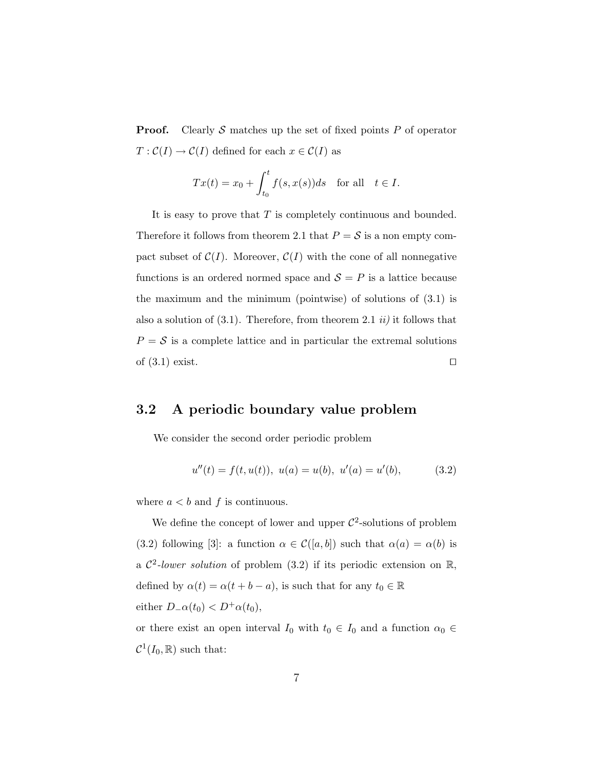**Proof.** Clearly $\mathcal{S}$ matches up the set of fixed points $P$ of operator $T : \mathcal{C}(I) \to \mathcal{C}(I)$ defined for each $x \in \mathcal{C}(I)$ as

$$Tx(t) = x_0 + \int_{t_0}^{t} f(s, x(s))ds \quad \text{for all} \quad t \in I.$$

It is easy to prove that $T$ is completely continuous and bounded. Therefore it follows from theorem 2.1 that $P = \mathcal{S}$ is a non empty compact subset of $\mathcal{C}(I)$. Moreover, $\mathcal{C}(I)$ with the cone of all nonnegative functions is an ordered normed space and $\mathcal{S} = P$ is a lattice because the maximum and the minimum (pointwise) of solutions of (3.1) is also a solution of (3.1). Therefore, from theorem 2.1 *ii)* it follows that $P = \mathcal{S}$ is a complete lattice and in particular the extremal solutions of (3.1) exist. $\square$

## 3.2 A periodic boundary value problem

We consider the second order periodic problem

$$u''(t) = f(t, u(t)), \; u(a) = u(b), \; u'(a) = u'(b), \tag{3.2}$$

where $a < b$ and $f$ is continuous.

We define the concept of lower and upper $\mathcal{C}^2$-solutions of problem (3.2) following [3]: a function $\alpha \in \mathcal{C}([a, b])$ such that $\alpha(a) = \alpha(b)$ is a $\mathcal{C}^2$-*lower solution* of problem (3.2) if its periodic extension on $\mathbb{R}$, defined by $\alpha(t) = \alpha(t + b - a)$, is such that for any $t_0 \in \mathbb{R}$

either $D_{-}\alpha(t_0) < D^{+}\alpha(t_0)$,

or there exist an open interval $I_0$ with $t_0 \in I_0$ and a function $\alpha_0 \in \mathcal{C}^1(I_0, \mathbb{R})$ such that: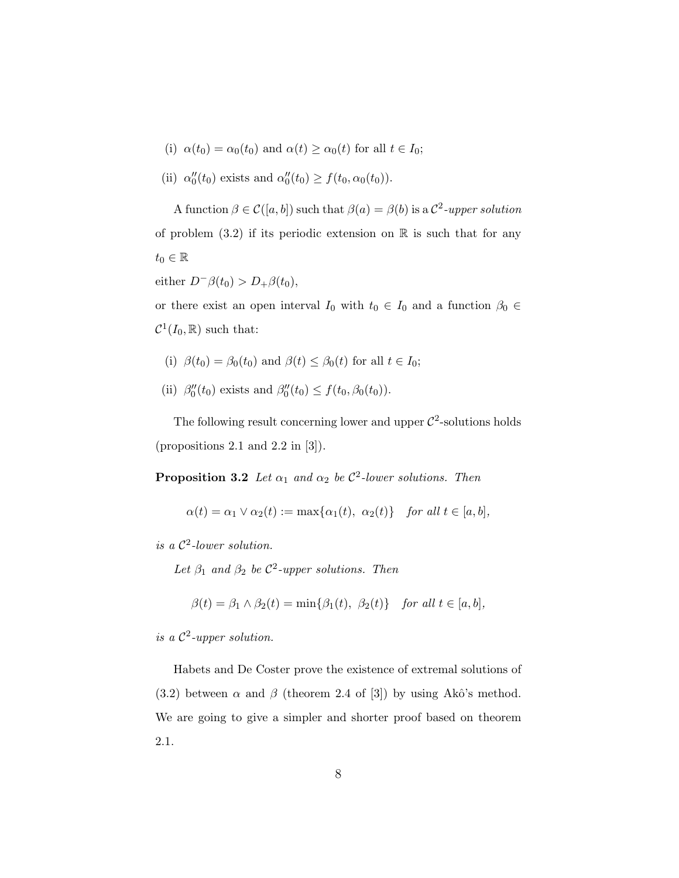(i) $\alpha(t_0) = \alpha_0(t_0)$ and $\alpha(t) \geq \alpha_0(t)$ for all $t \in I_0$;

(ii) $\alpha_0''(t_0)$ exists and $\alpha_0''(t_0) \geq f(t_0, \alpha_0(t_0))$.

A function $\beta \in \mathcal{C}([a,b])$ such that $\beta(a) = \beta(b)$ is a $\mathcal{C}^2$-*upper solution* of problem (3.2) if its periodic extension on $\mathbb{R}$ is such that for any $t_0 \in \mathbb{R}$

either $D^-\beta(t_0) > D_+\beta(t_0)$,

or there exist an open interval $I_0$ with $t_0 \in I_0$ and a function $\beta_0 \in \mathcal{C}^1(I_0, \mathbb{R})$ such that:

(i) $\beta(t_0) = \beta_0(t_0)$ and $\beta(t) \leq \beta_0(t)$ for all $t \in I_0$;

(ii) $\beta_0''(t_0)$ exists and $\beta_0''(t_0) \leq f(t_0, \beta_0(t_0))$.

The following result concerning lower and upper $\mathcal{C}^2$-solutions holds (propositions 2.1 and 2.2 in [3]).

**Proposition 3.2** *Let $\alpha_1$ and $\alpha_2$ be $\mathcal{C}^2$-lower solutions. Then*

$$\alpha(t) = \alpha_1 \vee \alpha_2(t) := \max\{\alpha_1(t),\ \alpha_2(t)\} \quad \textit{for all } t \in [a,b],$$

*is a $\mathcal{C}^2$-lower solution.*

*Let $\beta_1$ and $\beta_2$ be $\mathcal{C}^2$-upper solutions. Then*

$$\beta(t) = \beta_1 \wedge \beta_2(t) = \min\{\beta_1(t),\ \beta_2(t)\} \quad \textit{for all } t \in [a,b],$$

*is a $\mathcal{C}^2$-upper solution.*

Habets and De Coster prove the existence of extremal solutions of (3.2) between $\alpha$ and $\beta$ (theorem 2.4 of [3]) by using Akô's method. We are going to give a simpler and shorter proof based on theorem 2.1.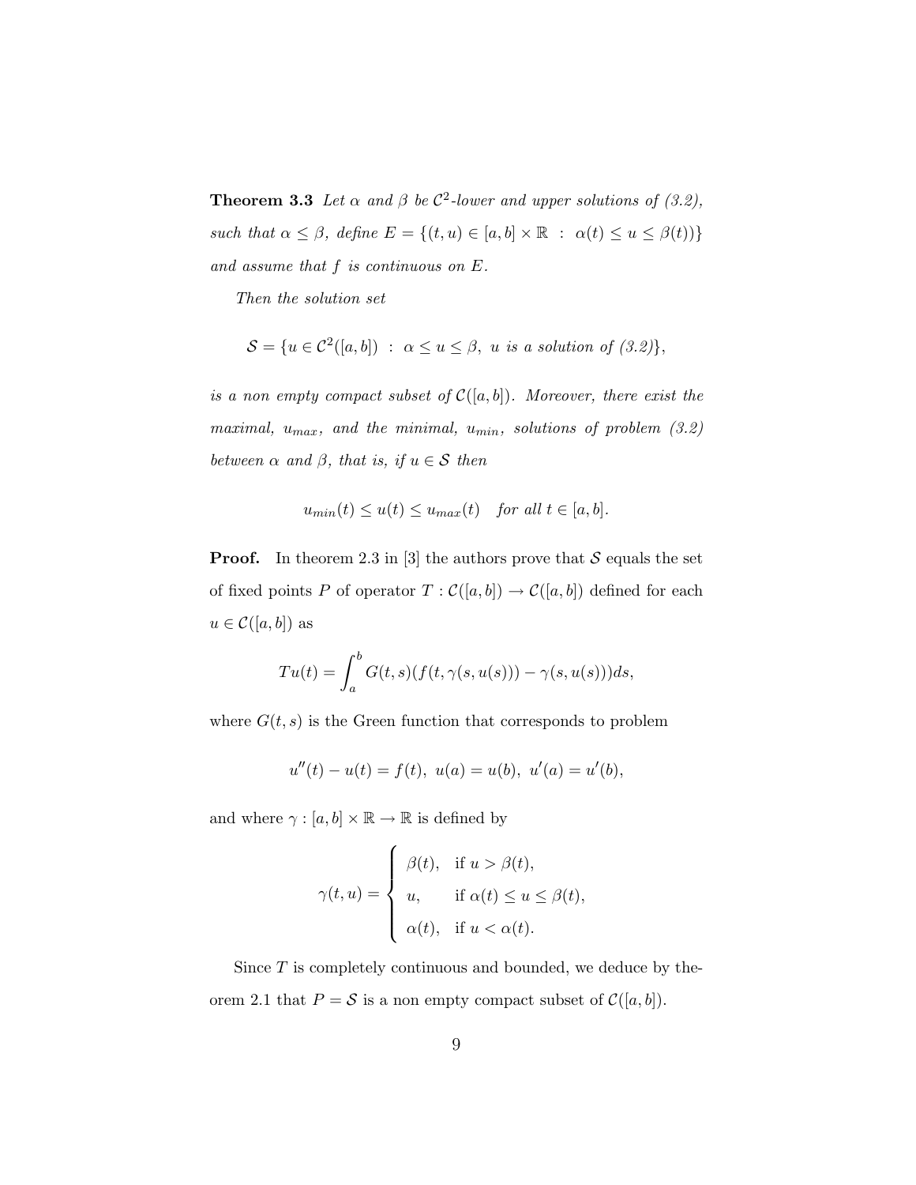**Theorem 3.3** *Let $\alpha$ and $\beta$ be $\mathcal{C}^2$-lower and upper solutions of (3.2), such that $\alpha \leq \beta$, define $E = \{(t, u) \in [a, b] \times \mathbb{R} \ : \ \alpha(t) \leq u \leq \beta(t))\}$ and assume that $f$ is continuous on $E$.*

*Then the solution set*

$$\mathcal{S} = \{u \in \mathcal{C}^2([a, b]) \ : \ \alpha \leq u \leq \beta, \ u \text{ is a solution of (3.2)}\},$$

*is a non empty compact subset of $\mathcal{C}([a, b])$. Moreover, there exist the maximal, $u_{max}$, and the minimal, $u_{min}$, solutions of problem (3.2) between $\alpha$ and $\beta$, that is, if $u \in \mathcal{S}$ then*

$$u_{min}(t) \leq u(t) \leq u_{max}(t) \quad \text{for all } t \in [a, b].$$

**Proof.** In theorem 2.3 in [3] the authors prove that $\mathcal{S}$ equals the set of fixed points $P$ of operator $T : \mathcal{C}([a, b]) \to \mathcal{C}([a, b])$ defined for each $u \in \mathcal{C}([a, b])$ as

$$Tu(t) = \int_a^b G(t, s)(f(t, \gamma(s, u(s))) - \gamma(s, u(s)))ds,$$

where $G(t, s)$ is the Green function that corresponds to problem

$$u''(t) - u(t) = f(t), \ u(a) = u(b), \ u'(a) = u'(b),$$

and where $\gamma : [a, b] \times \mathbb{R} \to \mathbb{R}$ is defined by

$$\gamma(t, u) = \begin{cases} \beta(t), & \text{if } u > \beta(t), \\ u, & \text{if } \alpha(t) \leq u \leq \beta(t), \\ \alpha(t), & \text{if } u < \alpha(t). \end{cases}$$

Since $T$ is completely continuous and bounded, we deduce by theorem 2.1 that $P = \mathcal{S}$ is a non empty compact subset of $\mathcal{C}([a, b])$.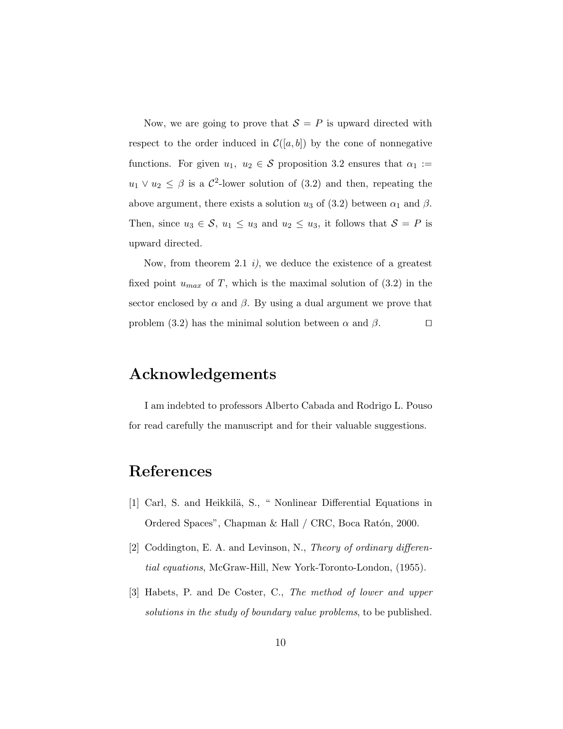Now, we are going to prove that $\mathcal{S} = P$ is upward directed with respect to the order induced in $\mathcal{C}([a, b])$ by the cone of nonnegative functions. For given $u_1,\ u_2 \in \mathcal{S}$ proposition 3.2 ensures that $\alpha_1 := u_1 \vee u_2 \leq \beta$ is a $\mathcal{C}^2$-lower solution of (3.2) and then, repeating the above argument, there exists a solution $u_3$ of (3.2) between $\alpha_1$ and $\beta$. Then, since $u_3 \in \mathcal{S}$, $u_1 \leq u_3$ and $u_2 \leq u_3$, it follows that $\mathcal{S} = P$ is upward directed.

Now, from theorem 2.1 *i)*, we deduce the existence of a greatest fixed point $u_{max}$ of $T$, which is the maximal solution of (3.2) in the sector enclosed by $\alpha$ and $\beta$. By using a dual argument we prove that problem (3.2) has the minimal solution between $\alpha$ and $\beta$. □

# Acknowledgements

I am indebted to professors Alberto Cabada and Rodrigo L. Pouso for read carefully the manuscript and for their valuable suggestions.

# References

[1] Carl, S. and Heikkilä, S., " Nonlinear Differential Equations in Ordered Spaces", Chapman & Hall / CRC, Boca Ratón, 2000.

[2] Coddington, E. A. and Levinson, N., *Theory of ordinary differential equations*, McGraw-Hill, New York-Toronto-London, (1955).

[3] Habets, P. and De Coster, C., *The method of lower and upper solutions in the study of boundary value problems*, to be published.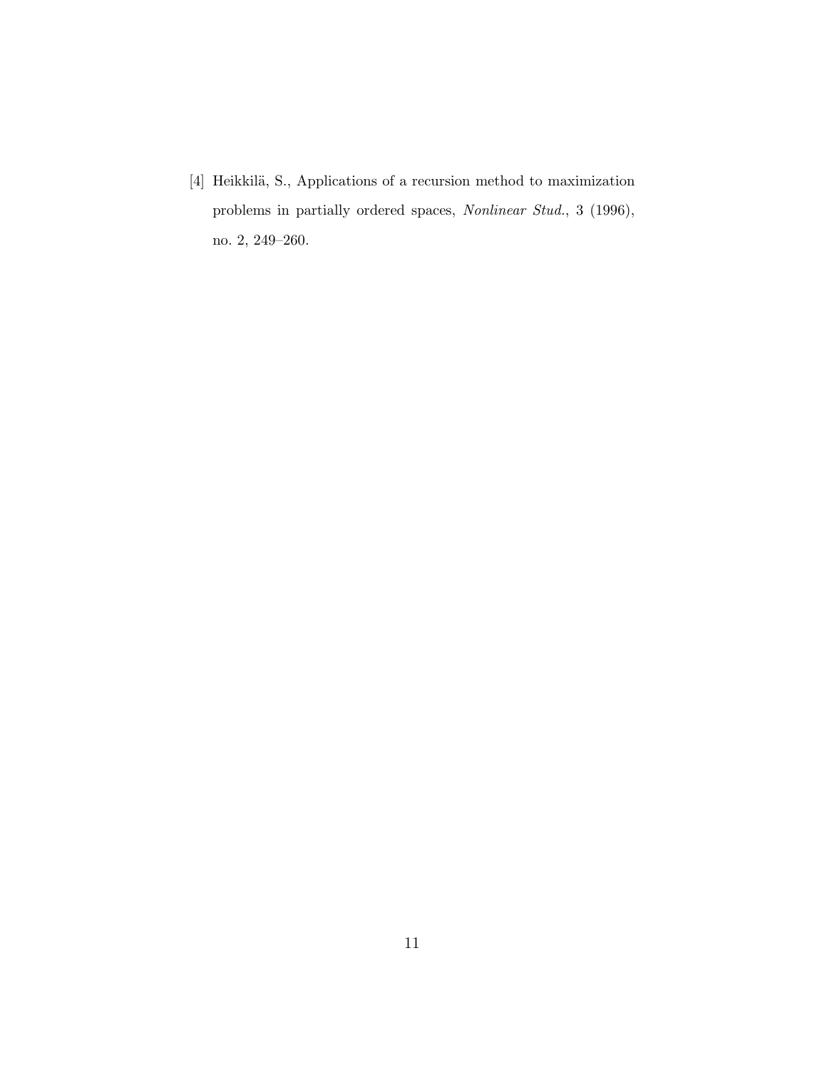[4] Heikkilä, S., Applications of a recursion method to maximization problems in partially ordered spaces, *Nonlinear Stud.*, 3 (1996), no. 2, 249–260.